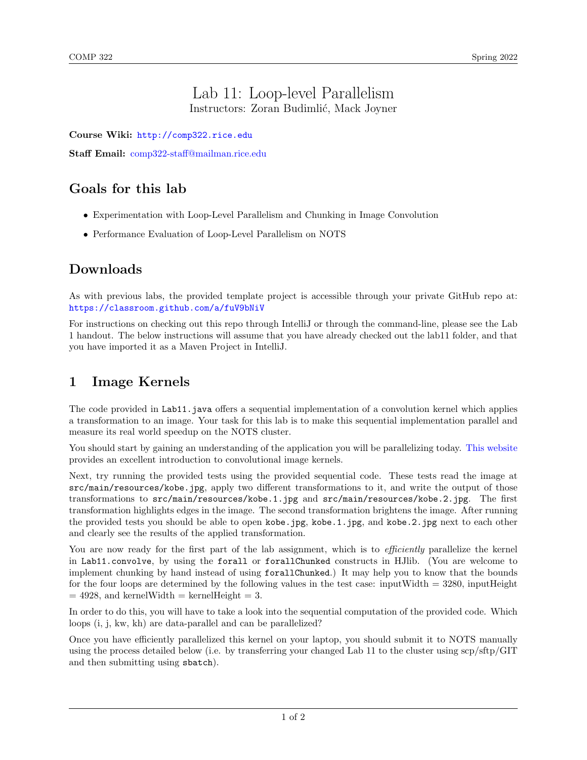# Lab 11: Loop-level Parallelism

Instructors: Zoran Budimlić, Mack Joyner

**Course Wiki:** http://comp322.rice.edu

**Staff Email:** comp322-staff@mailman.rice.edu

## Goals for this lab

- Experimentation with Loop-Level Parallelism and Chunking in Image Convolution
- Performance Evaluation of Loop-Level Parallelism on NOTS

## Downloads

As with previous labs, the provided template project is accessible through your private GitHub repo at: https://classroom.github.com/a/fuV9bNiV

For instructions on checking out this repo through IntelliJ or through the command-line, please see the Lab 1 handout. The below instructions will assume that you have already checked out the lab11 folder, and that you have imported it as a Maven Project in IntelliJ.

## 1 Image Kernels

The code provided in `Lab11.java` offers a sequential implementation of a convolution kernel which applies a transformation to an image. Your task for this lab is to make this sequential implementation parallel and measure its real world speedup on the NOTS cluster.

You should start by gaining an understanding of the application you will be parallelizing today. This website provides an excellent introduction to convolutional image kernels.

Next, try running the provided tests using the provided sequential code. These tests read the image at `src/main/resources/kobe.jpg`, apply two different transformations to it, and write the output of those transformations to `src/main/resources/kobe.1.jpg` and `src/main/resources/kobe.2.jpg`. The first transformation highlights edges in the image. The second transformation brightens the image. After running the provided tests you should be able to open `kobe.jpg`, `kobe.1.jpg`, and `kobe.2.jpg` next to each other and clearly see the results of the applied transformation.

You are now ready for the first part of the lab assignment, which is to *efficiently* parallelize the kernel in `Lab11.convolve`, by using the `forall` or `forallChunked` constructs in HJlib. (You are welcome to implement chunking by hand instead of using `forallChunked`.) It may help you to know that the bounds for the four loops are determined by the following values in the test case: inputWidth = 3280, inputHeight = 4928, and kernelWidth = kernelHeight = 3.

In order to do this, you will have to take a look into the sequential computation of the provided code. Which loops (i, j, kw, kh) are data-parallel and can be parallelized?

Once you have efficiently parallelized this kernel on your laptop, you should submit it to NOTS manually using the process detailed below (i.e. by transferring your changed Lab 11 to the cluster using scp/sftp/GIT and then submitting using `sbatch`).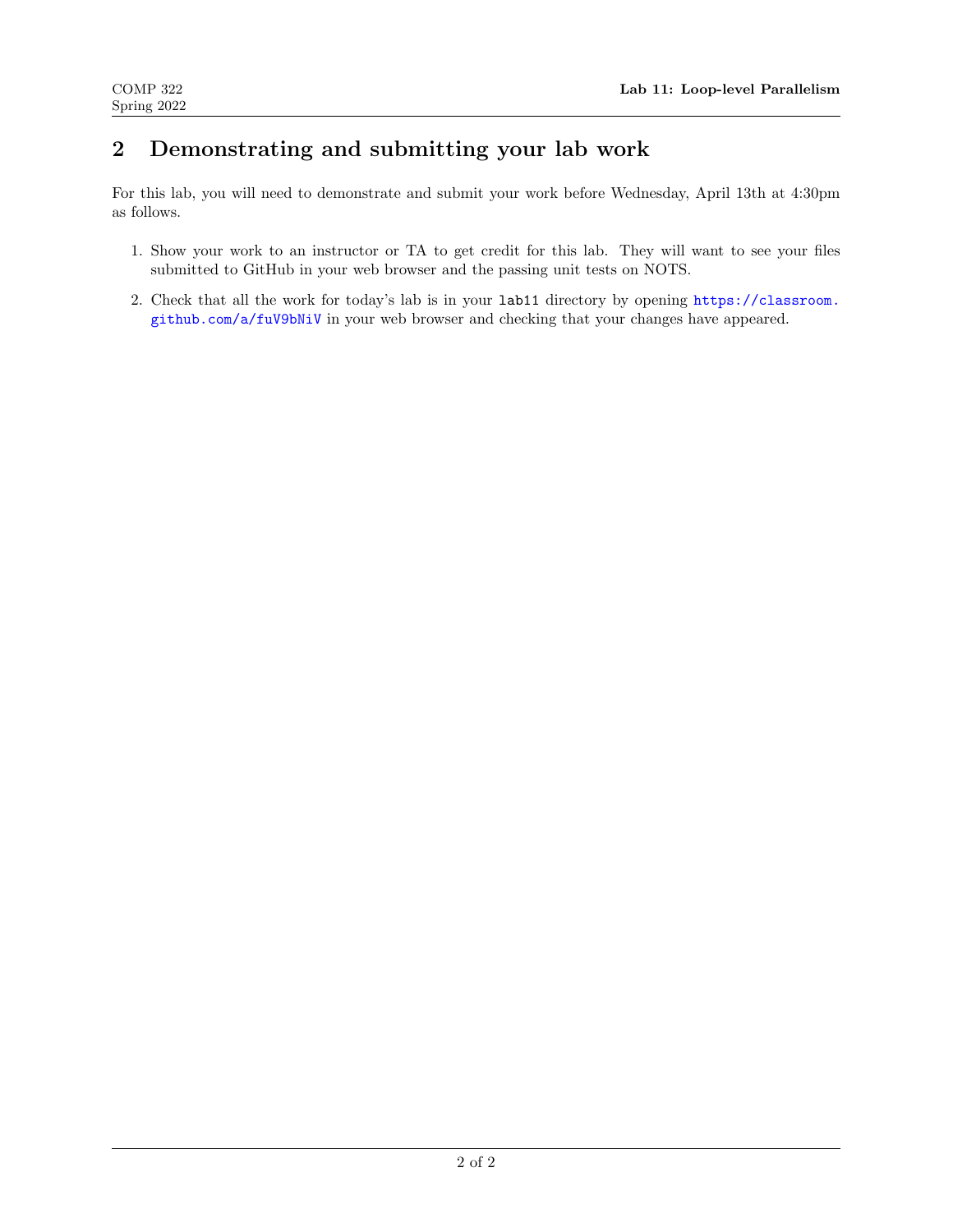## 2 Demonstrating and submitting your lab work

For this lab, you will need to demonstrate and submit your work before Wednesday, April 13th at 4:30pm as follows.

1. Show your work to an instructor or TA to get credit for this lab. They will want to see your files submitted to GitHub in your web browser and the passing unit tests on NOTS.
2. Check that all the work for today's lab is in your `lab11` directory by opening https://classroom.github.com/a/fuV9bNiV in your web browser and checking that your changes have appeared.